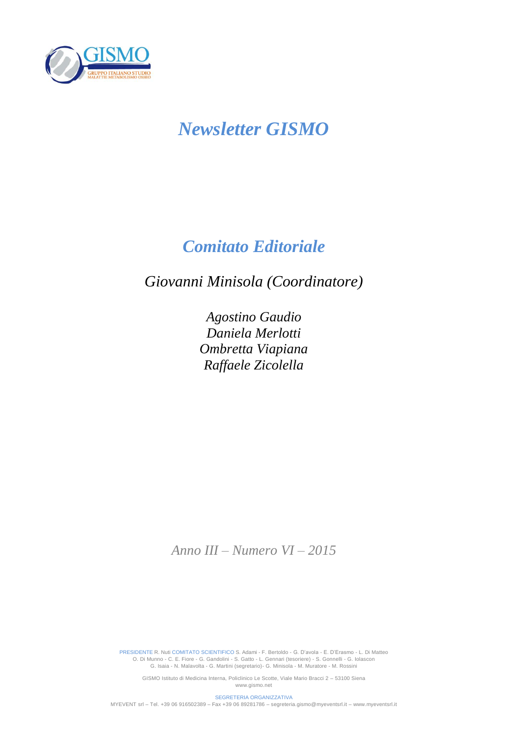GISMO

GRUPPO ITALIANO STUDIO MALATTIE METABOLISMO OSSEO

# *Newsletter GISMO*

## *Comitato Editoriale*

*Giovanni Minisola (Coordinatore)*

*Agostino Gaudio*
*Daniela Merlotti*
*Ombretta Viapiana*
*Raffaele Zicolella*

*Anno III – Numero VI – 2015*

PRESIDENTE R. Nuti COMITATO SCIENTIFICO S. Adami - F. Bertoldo - G. D'avola - E. D'Erasmo - L. Di Matteo
O. Di Munno - C. E. Fiore - G. Gandolini - S. Gatto - L. Gennari (tesoriere) - S. Gonnelli - G. Iolascon
G. Isaia - N. Malavolta - G. Martini (segretario)- G. Minisola - M. Muratore - M. Rossini

GISMO Istituto di Medicina Interna, Policlinico Le Scotte, Viale Mario Bracci 2 – 53100 Siena
www.gismo.net

SEGRETERIA ORGANIZZATIVA
MYEVENT srl – Tel. +39 06 916502389 – Fax +39 06 89281786 – segreteria.gismo@myeventsrl.it – www.myeventsrl.it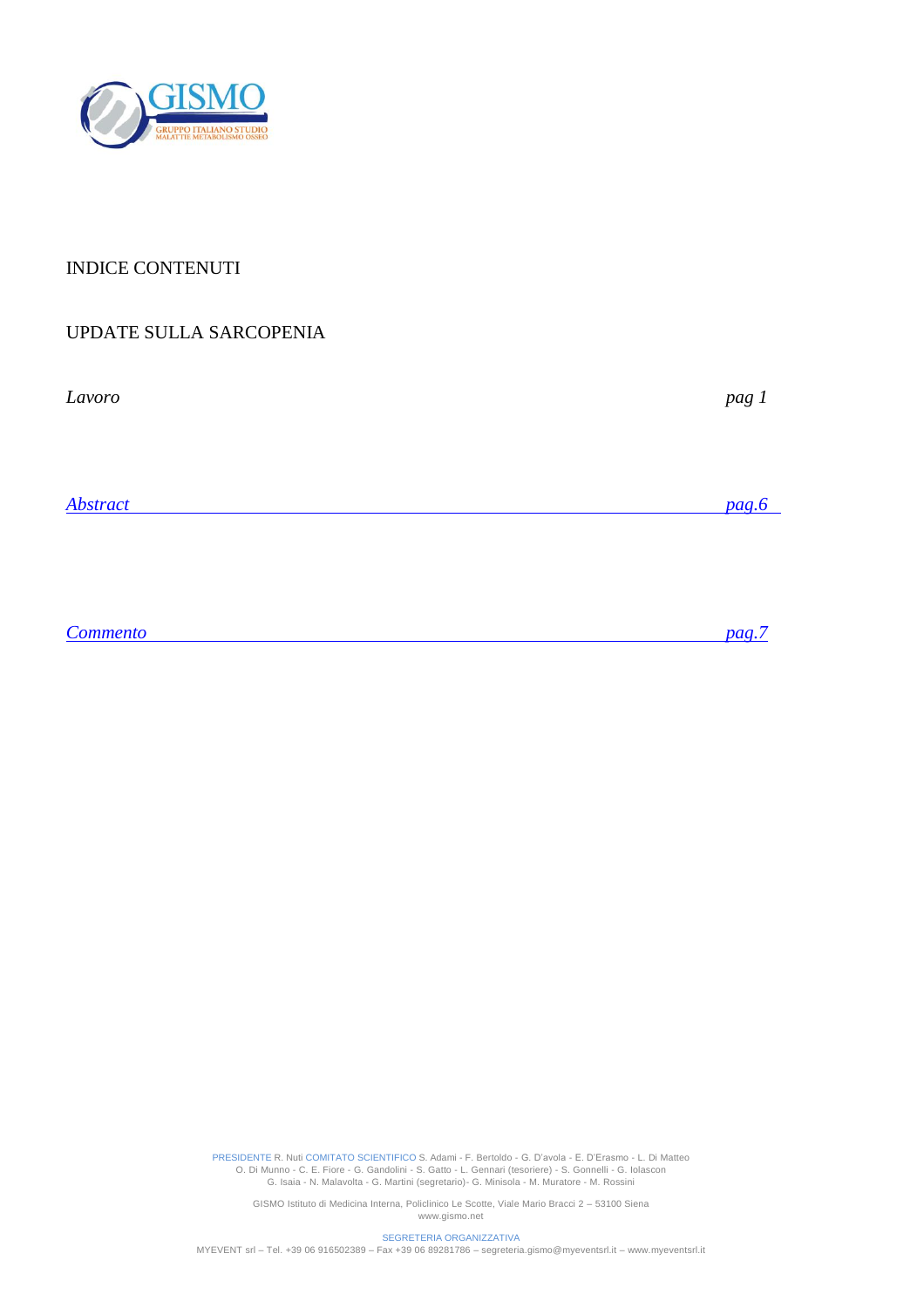# INDICE CONTENUTI

## UPDATE SULLA SARCOPENIA

| | |
|---|---|
| *Lavoro* | *pag 1* |
| *Abstract* | *pag.6* |
| *Commento* | *pag.7* |

PRESIDENTE R. Nuti COMITATO SCIENTIFICO S. Adami - F. Bertoldo - G. D'avola - E. D'Erasmo - L. Di Matteo O. Di Munno - C. E. Fiore - G. Gandolini - S. Gatto - L. Gennari (tesoriere) - S. Gonnelli - G. Iolascon G. Isaia - N. Malavolta - G. Martini (segretario)- G. Minisola - M. Muratore - M. Rossini

GISMO Istituto di Medicina Interna, Policlinico Le Scotte, Viale Mario Bracci 2 – 53100 Siena
www.gismo.net

SEGRETERIA ORGANIZZATIVA
MYEVENT srl – Tel. +39 06 916502389 – Fax +39 06 89281786 – segreteria.gismo@myeventsrl.it – www.myeventsrl.it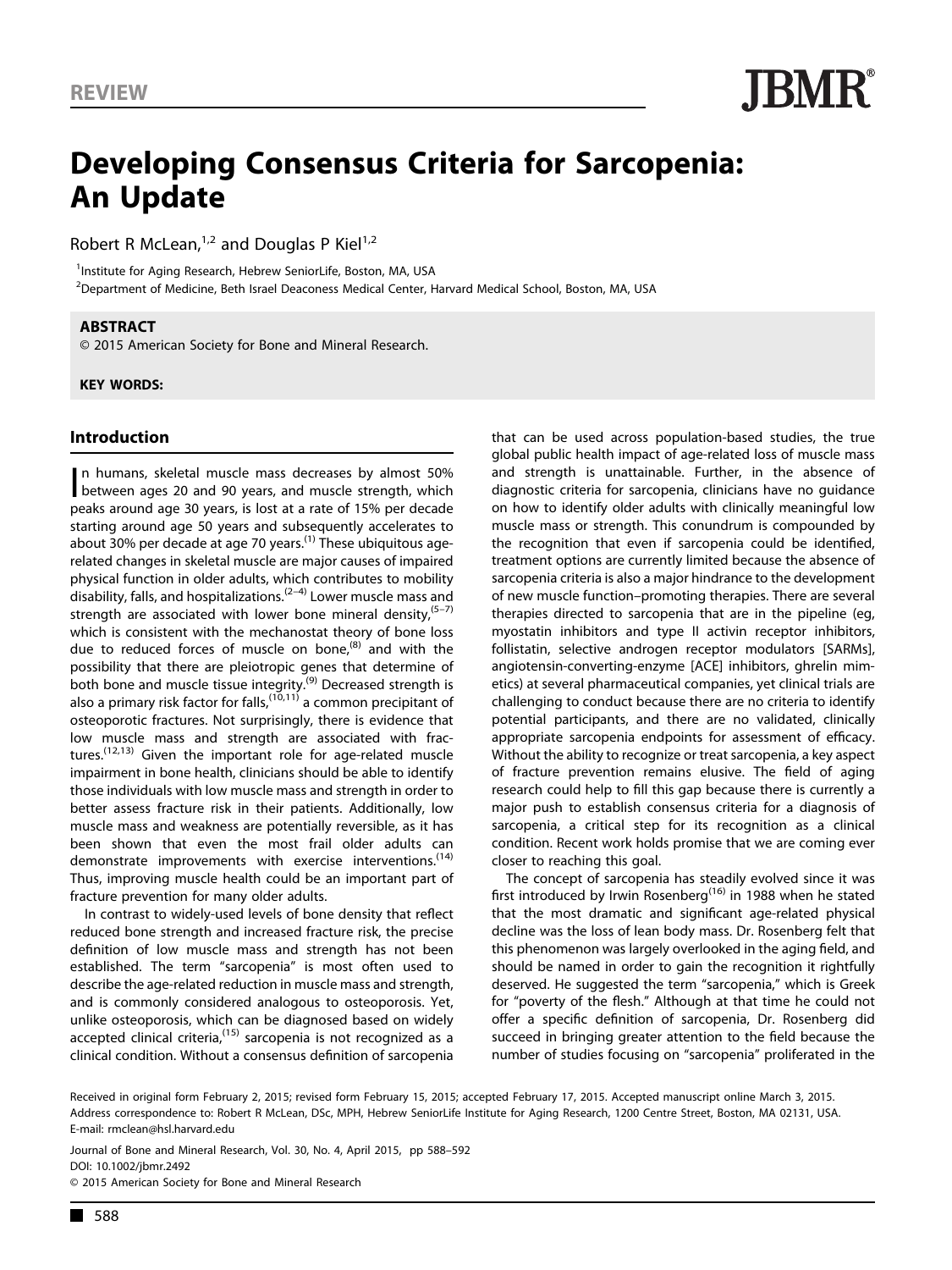REVIEW

# Developing Consensus Criteria for Sarcopenia: An Update

Robert R McLean,[1,2] and Douglas P Kiel[1,2]

[1]Institute for Aging Research, Hebrew SeniorLife, Boston, MA, USA

[2]Department of Medicine, Beth Israel Deaconess Medical Center, Harvard Medical School, Boston, MA, USA

### ABSTRACT

© 2015 American Society for Bone and Mineral Research.

**KEY WORDS:**

## Introduction

In humans, skeletal muscle mass decreases by almost 50% between ages 20 and 90 years, and muscle strength, which peaks around age 30 years, is lost at a rate of 15% per decade starting around age 50 years and subsequently accelerates to about 30% per decade at age 70 years.[1] These ubiquitous age-related changes in skeletal muscle are major causes of impaired physical function in older adults, which contributes to mobility disability, falls, and hospitalizations.[2–4] Lower muscle mass and strength are associated with lower bone mineral density,[5–7] which is consistent with the mechanostat theory of bone loss due to reduced forces of muscle on bone,[8] and with the possibility that there are pleiotropic genes that determine of both bone and muscle tissue integrity.[9] Decreased strength is also a primary risk factor for falls,[10,11] a common precipitant of osteoporotic fractures. Not surprisingly, there is evidence that low muscle mass and strength are associated with fractures.[12,13] Given the important role for age-related muscle impairment in bone health, clinicians should be able to identify those individuals with low muscle mass and strength in order to better assess fracture risk in their patients. Additionally, low muscle mass and weakness are potentially reversible, as it has been shown that even the most frail older adults can demonstrate improvements with exercise interventions.[14] Thus, improving muscle health could be an important part of fracture prevention for many older adults.

In contrast to widely-used levels of bone density that reflect reduced bone strength and increased fracture risk, the precise definition of low muscle mass and strength has not been established. The term "sarcopenia" is most often used to describe the age-related reduction in muscle mass and strength, and is commonly considered analogous to osteoporosis. Yet, unlike osteoporosis, which can be diagnosed based on widely accepted clinical criteria,[15] sarcopenia is not recognized as a clinical condition. Without a consensus definition of sarcopenia that can be used across population-based studies, the true global public health impact of age-related loss of muscle mass and strength is unattainable. Further, in the absence of diagnostic criteria for sarcopenia, clinicians have no guidance on how to identify older adults with clinically meaningful low muscle mass or strength. This conundrum is compounded by the recognition that even if sarcopenia could be identified, treatment options are currently limited because the absence of sarcopenia criteria is also a major hindrance to the development of new muscle function–promoting therapies. There are several therapies directed to sarcopenia that are in the pipeline (eg, myostatin inhibitors and type II activin receptor inhibitors, follistatin, selective androgen receptor modulators [SARMs], angiotensin-converting-enzyme [ACE] inhibitors, ghrelin mimetics) at several pharmaceutical companies, yet clinical trials are challenging to conduct because there are no criteria to identify potential participants, and there are no validated, clinically appropriate sarcopenia endpoints for assessment of efficacy. Without the ability to recognize or treat sarcopenia, a key aspect of fracture prevention remains elusive. The field of aging research could help to fill this gap because there is currently a major push to establish consensus criteria for a diagnosis of sarcopenia, a critical step for its recognition as a clinical condition. Recent work holds promise that we are coming ever closer to reaching this goal.

The concept of sarcopenia has steadily evolved since it was first introduced by Irwin Rosenberg[16] in 1988 when he stated that the most dramatic and significant age-related physical decline was the loss of lean body mass. Dr. Rosenberg felt that this phenomenon was largely overlooked in the aging field, and should be named in order to gain the recognition it rightfully deserved. He suggested the term "sarcopenia," which is Greek for "poverty of the flesh." Although at that time he could not offer a specific definition of sarcopenia, Dr. Rosenberg did succeed in bringing greater attention to the field because the number of studies focusing on "sarcopenia" proliferated in the

Received in original form February 2, 2015; revised form February 15, 2015; accepted February 17, 2015. Accepted manuscript online March 3, 2015.
Address correspondence to: Robert R McLean, DSc, MPH, Hebrew SeniorLife Institute for Aging Research, 1200 Centre Street, Boston, MA 02131, USA.
E-mail: rmclean@hsl.harvard.edu

DOI: 10.1002/jbmr.2492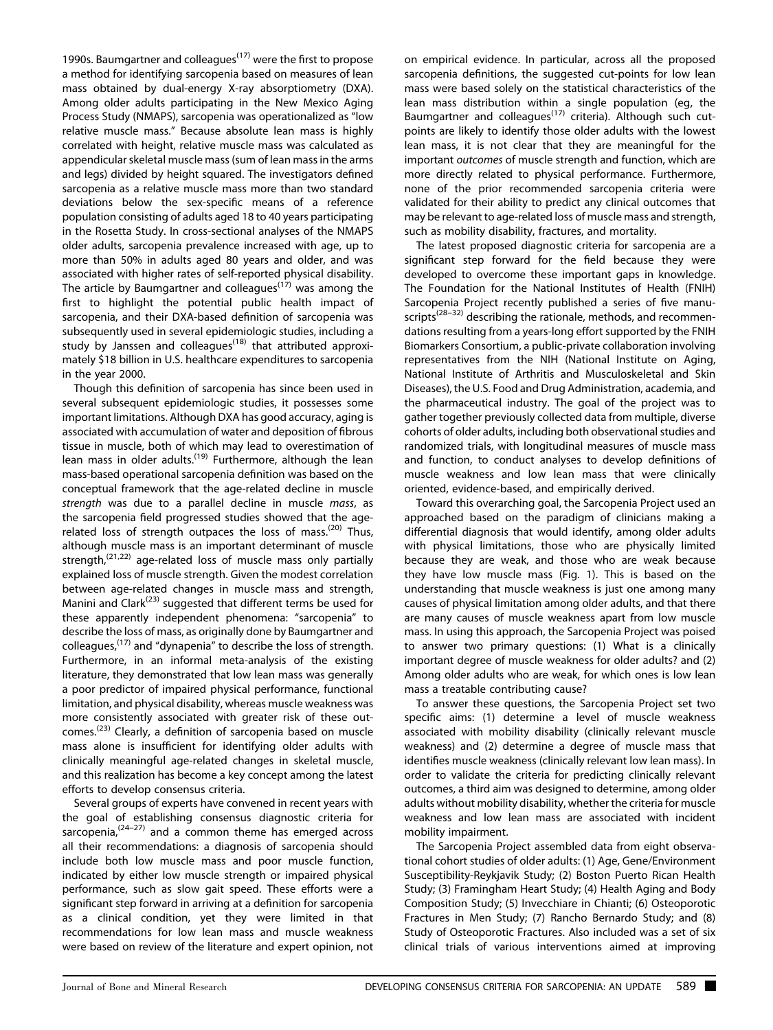1990s. Baumgartner and colleagues[17] were the first to propose a method for identifying sarcopenia based on measures of lean mass obtained by dual-energy X-ray absorptiometry (DXA). Among older adults participating in the New Mexico Aging Process Study (NMAPS), sarcopenia was operationalized as "low relative muscle mass." Because absolute lean mass is highly correlated with height, relative muscle mass was calculated as appendicular skeletal muscle mass (sum of lean mass in the arms and legs) divided by height squared. The investigators defined sarcopenia as a relative muscle mass more than two standard deviations below the sex-specific means of a reference population consisting of adults aged 18 to 40 years participating in the Rosetta Study. In cross-sectional analyses of the NMAPS older adults, sarcopenia prevalence increased with age, up to more than 50% in adults aged 80 years and older, and was associated with higher rates of self-reported physical disability. The article by Baumgartner and colleagues[17] was among the first to highlight the potential public health impact of sarcopenia, and their DXA-based definition of sarcopenia was subsequently used in several epidemiologic studies, including a study by Janssen and colleagues[18] that attributed approximately \$18 billion in U.S. healthcare expenditures to sarcopenia in the year 2000.

Though this definition of sarcopenia has since been used in several subsequent epidemiologic studies, it possesses some important limitations. Although DXA has good accuracy, aging is associated with accumulation of water and deposition of fibrous tissue in muscle, both of which may lead to overestimation of lean mass in older adults.[19] Furthermore, although the lean mass-based operational sarcopenia definition was based on the conceptual framework that the age-related decline in muscle *strength* was due to a parallel decline in muscle *mass*, as the sarcopenia field progressed studies showed that the age-related loss of strength outpaces the loss of mass.[20] Thus, although muscle mass is an important determinant of muscle strength,[21,22] age-related loss of muscle mass only partially explained loss of muscle strength. Given the modest correlation between age-related changes in muscle mass and strength, Manini and Clark[23] suggested that different terms be used for these apparently independent phenomena: "sarcopenia" to describe the loss of mass, as originally done by Baumgartner and colleagues,[17] and "dynapenia" to describe the loss of strength. Furthermore, in an informal meta-analysis of the existing literature, they demonstrated that low lean mass was generally a poor predictor of impaired physical performance, functional limitation, and physical disability, whereas muscle weakness was more consistently associated with greater risk of these outcomes.[23] Clearly, a definition of sarcopenia based on muscle mass alone is insufficient for identifying older adults with clinically meaningful age-related changes in skeletal muscle, and this realization has become a key concept among the latest efforts to develop consensus criteria.

Several groups of experts have convened in recent years with the goal of establishing consensus diagnostic criteria for sarcopenia,[24–27] and a common theme has emerged across all their recommendations: a diagnosis of sarcopenia should include both low muscle mass and poor muscle function, indicated by either low muscle strength or impaired physical performance, such as slow gait speed. These efforts were a significant step forward in arriving at a definition for sarcopenia as a clinical condition, yet they were limited in that recommendations for low lean mass and muscle weakness were based on review of the literature and expert opinion, not on empirical evidence. In particular, across all the proposed sarcopenia definitions, the suggested cut-points for low lean mass were based solely on the statistical characteristics of the lean mass distribution within a single population (eg, the Baumgartner and colleagues[17] criteria). Although such cut-points are likely to identify those older adults with the lowest lean mass, it is not clear that they are meaningful for the important *outcomes* of muscle strength and function, which are more directly related to physical performance. Furthermore, none of the prior recommended sarcopenia criteria were validated for their ability to predict any clinical outcomes that may be relevant to age-related loss of muscle mass and strength, such as mobility disability, fractures, and mortality.

The latest proposed diagnostic criteria for sarcopenia are a significant step forward for the field because they were developed to overcome these important gaps in knowledge. The Foundation for the National Institutes of Health (FNIH) Sarcopenia Project recently published a series of five manuscripts[28–32] describing the rationale, methods, and recommendations resulting from a years-long effort supported by the FNIH Biomarkers Consortium, a public-private collaboration involving representatives from the NIH (National Institute on Aging, National Institute of Arthritis and Musculoskeletal and Skin Diseases), the U.S. Food and Drug Administration, academia, and the pharmaceutical industry. The goal of the project was to gather together previously collected data from multiple, diverse cohorts of older adults, including both observational studies and randomized trials, with longitudinal measures of muscle mass and function, to conduct analyses to develop definitions of muscle weakness and low lean mass that were clinically oriented, evidence-based, and empirically derived.

Toward this overarching goal, the Sarcopenia Project used an approached based on the paradigm of clinicians making a differential diagnosis that would identify, among older adults with physical limitations, those who are physically limited because they are weak, and those who are weak because they have low muscle mass (Fig. 1). This is based on the understanding that muscle weakness is just one among many causes of physical limitation among older adults, and that there are many causes of muscle weakness apart from low muscle mass. In using this approach, the Sarcopenia Project was poised to answer two primary questions: (1) What is a clinically important degree of muscle weakness for older adults? and (2) Among older adults who are weak, for which ones is low lean mass a treatable contributing cause?

To answer these questions, the Sarcopenia Project set two specific aims: (1) determine a level of muscle weakness associated with mobility disability (clinically relevant muscle weakness) and (2) determine a degree of muscle mass that identifies muscle weakness (clinically relevant low lean mass). In order to validate the criteria for predicting clinically relevant outcomes, a third aim was designed to determine, among older adults without mobility disability, whether the criteria for muscle weakness and low lean mass are associated with incident mobility impairment.

The Sarcopenia Project assembled data from eight observational cohort studies of older adults: (1) Age, Gene/Environment Susceptibility-Reykjavik Study; (2) Boston Puerto Rican Health Study; (3) Framingham Heart Study; (4) Health Aging and Body Composition Study; (5) Invecchiare in Chianti; (6) Osteoporotic Fractures in Men Study; (7) Rancho Bernardo Study; and (8) Study of Osteoporotic Fractures. Also included was a set of six clinical trials of various interventions aimed at improving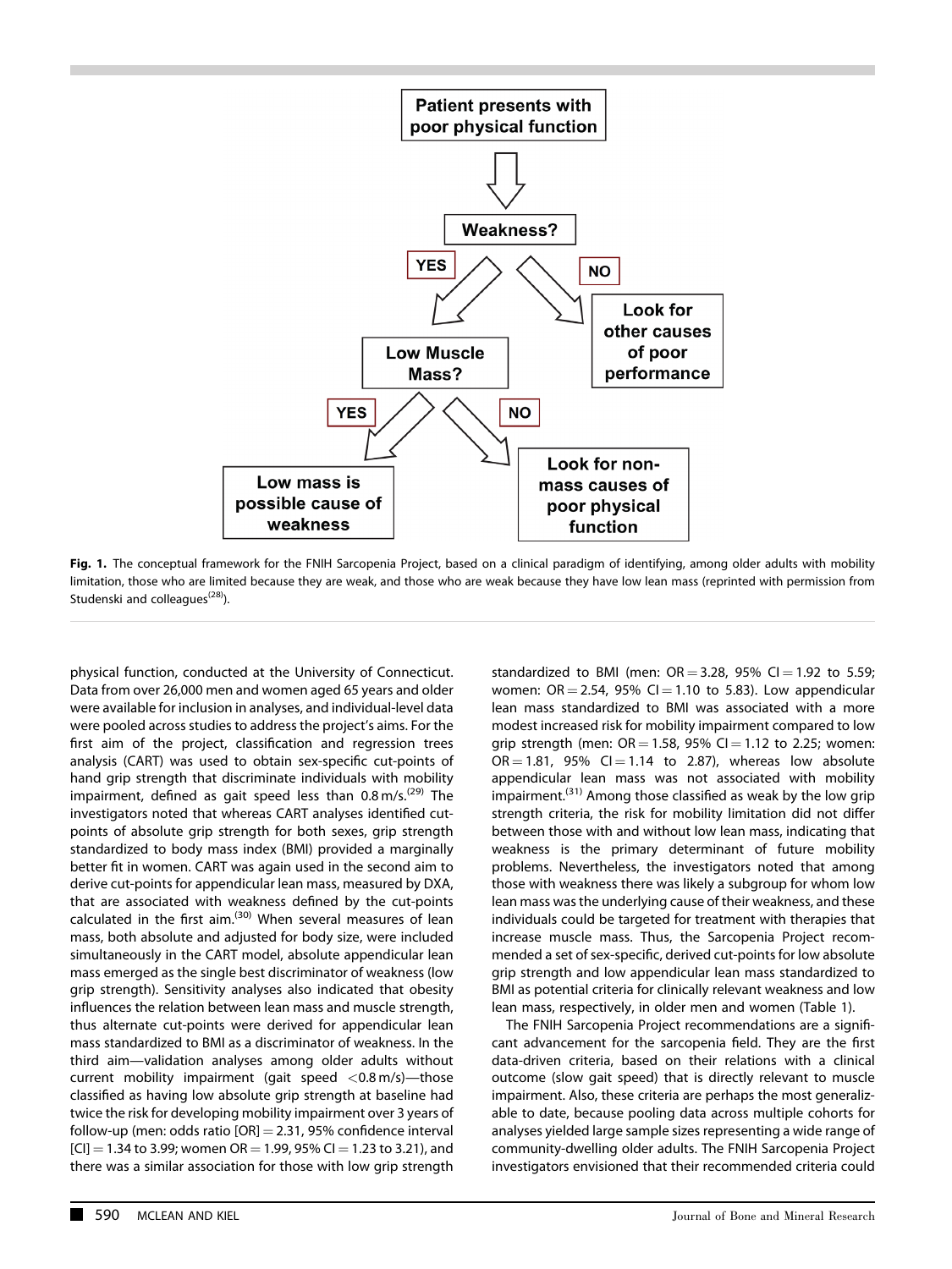Patient presents with poor physical function

Weakness?

YES

NO

Look for other causes of poor performance

Low Muscle Mass?

YES

NO

Low mass is possible cause of weakness

Look for non-mass causes of poor physical function

**Fig. 1.** The conceptual framework for the FNIH Sarcopenia Project, based on a clinical paradigm of identifying, among older adults with mobility limitation, those who are limited because they are weak, and those who are weak because they have low lean mass (reprinted with permission from Studenski and colleagues[28]).

physical function, conducted at the University of Connecticut. Data from over 26,000 men and women aged 65 years and older were available for inclusion in analyses, and individual-level data were pooled across studies to address the project's aims. For the first aim of the project, classification and regression trees analysis (CART) was used to obtain sex-specific cut-points of hand grip strength that discriminate individuals with mobility impairment, defined as gait speed less than 0.8 m/s.[29] The investigators noted that whereas CART analyses identified cut-points of absolute grip strength for both sexes, grip strength standardized to body mass index (BMI) provided a marginally better fit in women. CART was again used in the second aim to derive cut-points for appendicular lean mass, measured by DXA, that are associated with weakness defined by the cut-points calculated in the first aim.[30] When several measures of lean mass, both absolute and adjusted for body size, were included simultaneously in the CART model, absolute appendicular lean mass emerged as the single best discriminator of weakness (low grip strength). Sensitivity analyses also indicated that obesity influences the relation between lean mass and muscle strength, thus alternate cut-points were derived for appendicular lean mass standardized to BMI as a discriminator of weakness. In the third aim—validation analyses among older adults without current mobility impairment (gait speed $<0.8$ m/s)—those classified as having low absolute grip strength at baseline had twice the risk for developing mobility impairment over 3 years of follow-up (men: odds ratio [OR] = 2.31, 95% confidence interval [CI] = 1.34 to 3.99; women OR = 1.99, 95% CI = 1.23 to 3.21), and there was a similar association for those with low grip strength standardized to BMI (men: OR = 3.28, 95% CI = 1.92 to 5.59; women: OR = 2.54, 95% CI = 1.10 to 5.83). Low appendicular lean mass standardized to BMI was associated with a more modest increased risk for mobility impairment compared to low grip strength (men: OR = 1.58, 95% CI = 1.12 to 2.25; women: OR = 1.81, 95% CI = 1.14 to 2.87), whereas low absolute appendicular lean mass was not associated with mobility impairment.[31] Among those classified as weak by the low grip strength criteria, the risk for mobility limitation did not differ between those with and without low lean mass, indicating that weakness is the primary determinant of future mobility problems. Nevertheless, the investigators noted that among those with weakness there was likely a subgroup for whom low lean mass was the underlying cause of their weakness, and these individuals could be targeted for treatment with therapies that increase muscle mass. Thus, the Sarcopenia Project recommended a set of sex-specific, derived cut-points for low absolute grip strength and low appendicular lean mass standardized to BMI as potential criteria for clinically relevant weakness and low lean mass, respectively, in older men and women (Table 1).

The FNIH Sarcopenia Project recommendations are a significant advancement for the sarcopenia field. They are the first data-driven criteria, based on their relations with a clinical outcome (slow gait speed) that is directly relevant to muscle impairment. Also, these criteria are perhaps the most generalizable to date, because pooling data across multiple cohorts for analyses yielded large sample sizes representing a wide range of community-dwelling older adults. The FNIH Sarcopenia Project investigators envisioned that their recommended criteria could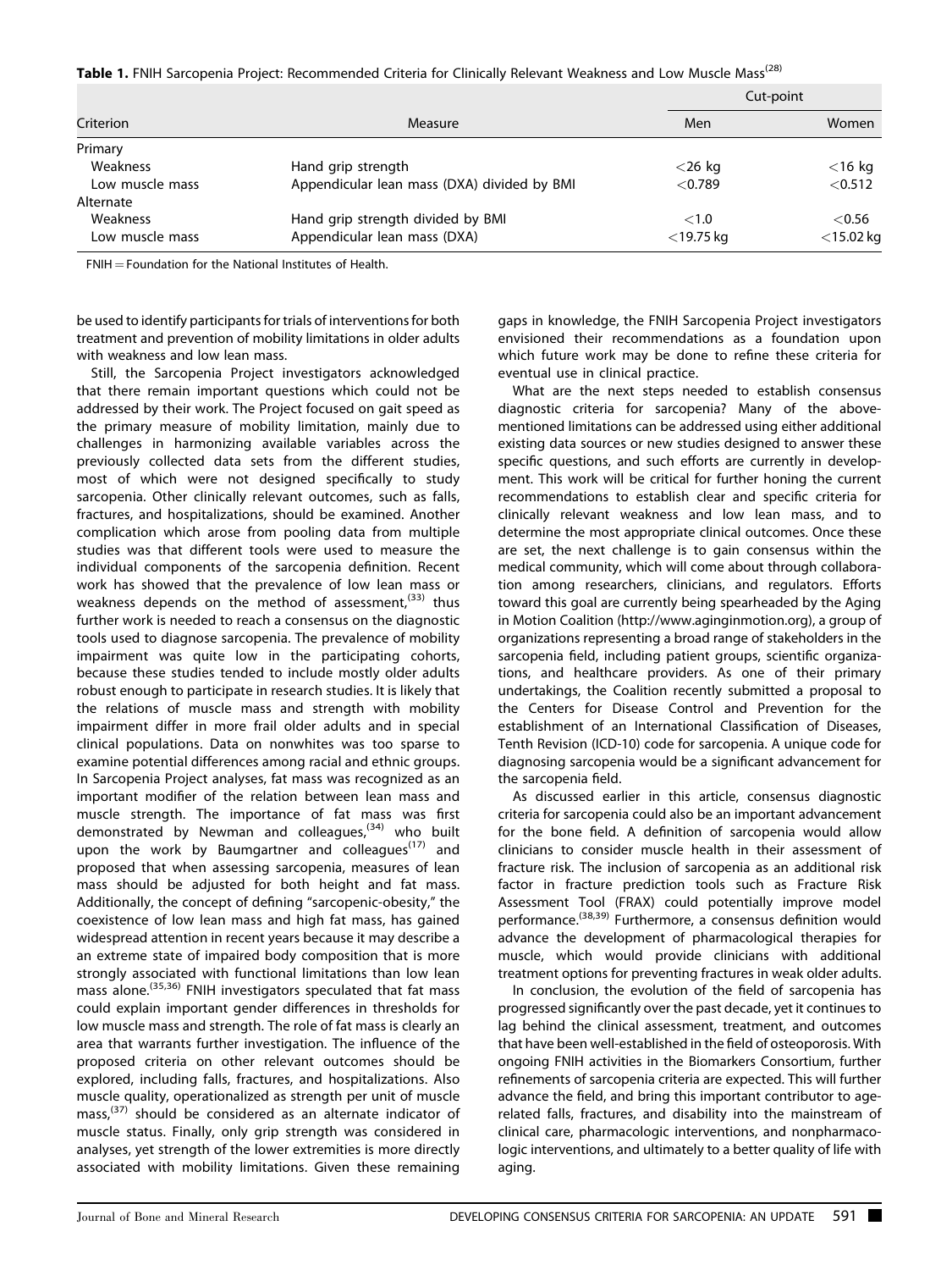**Table 1.** FNIH Sarcopenia Project: Recommended Criteria for Clinically Relevant Weakness and Low Muscle Mass[28]

| Criterion | Measure | Cut-point | |
|---|---|---|---|
| | | Men | Women |
| Primary | | | |
| Weakness | Hand grip strength | <26 kg | <16 kg |
| Low muscle mass | Appendicular lean mass (DXA) divided by BMI | <0.789 | <0.512 |
| Alternate | | | |
| Weakness | Hand grip strength divided by BMI | <1.0 | <0.56 |
| Low muscle mass | Appendicular lean mass (DXA) | <19.75 kg | <15.02 kg |

FNIH = Foundation for the National Institutes of Health.

be used to identify participants for trials of interventions for both treatment and prevention of mobility limitations in older adults with weakness and low lean mass.

Still, the Sarcopenia Project investigators acknowledged that there remain important questions which could not be addressed by their work. The Project focused on gait speed as the primary measure of mobility limitation, mainly due to challenges in harmonizing available variables across the previously collected data sets from the different studies, most of which were not designed specifically to study sarcopenia. Other clinically relevant outcomes, such as falls, fractures, and hospitalizations, should be examined. Another complication which arose from pooling data from multiple studies was that different tools were used to measure the individual components of the sarcopenia definition. Recent work has showed that the prevalence of low lean mass or weakness depends on the method of assessment,[33] thus further work is needed to reach a consensus on the diagnostic tools used to diagnose sarcopenia. The prevalence of mobility impairment was quite low in the participating cohorts, because these studies tended to include mostly older adults robust enough to participate in research studies. It is likely that the relations of muscle mass and strength with mobility impairment differ in more frail older adults and in special clinical populations. Data on nonwhites was too sparse to examine potential differences among racial and ethnic groups. In Sarcopenia Project analyses, fat mass was recognized as an important modifier of the relation between lean mass and muscle strength. The importance of fat mass was first demonstrated by Newman and colleagues,[34] who built upon the work by Baumgartner and colleagues[17] and proposed that when assessing sarcopenia, measures of lean mass should be adjusted for both height and fat mass. Additionally, the concept of defining "sarcopenic-obesity," the coexistence of low lean mass and high fat mass, has gained widespread attention in recent years because it may describe a an extreme state of impaired body composition that is more strongly associated with functional limitations than low lean mass alone.[35,36] FNIH investigators speculated that fat mass could explain important gender differences in thresholds for low muscle mass and strength. The role of fat mass is clearly an area that warrants further investigation. The influence of the proposed criteria on other relevant outcomes should be explored, including falls, fractures, and hospitalizations. Also muscle quality, operationalized as strength per unit of muscle mass,[37] should be considered as an alternate indicator of muscle status. Finally, only grip strength was considered in analyses, yet strength of the lower extremities is more directly associated with mobility limitations. Given these remaining gaps in knowledge, the FNIH Sarcopenia Project investigators envisioned their recommendations as a foundation upon which future work may be done to refine these criteria for eventual use in clinical practice.

What are the next steps needed to establish consensus diagnostic criteria for sarcopenia? Many of the above-mentioned limitations can be addressed using either additional existing data sources or new studies designed to answer these specific questions, and such efforts are currently in development. This work will be critical for further honing the current recommendations to establish clear and specific criteria for clinically relevant weakness and low lean mass, and to determine the most appropriate clinical outcomes. Once these are set, the next challenge is to gain consensus within the medical community, which will come about through collaboration among researchers, clinicians, and regulators. Efforts toward this goal are currently being spearheaded by the Aging in Motion Coalition (http://www.aginginmotion.org), a group of organizations representing a broad range of stakeholders in the sarcopenia field, including patient groups, scientific organizations, and healthcare providers. As one of their primary undertakings, the Coalition recently submitted a proposal to the Centers for Disease Control and Prevention for the establishment of an International Classification of Diseases, Tenth Revision (ICD-10) code for sarcopenia. A unique code for diagnosing sarcopenia would be a significant advancement for the sarcopenia field.

As discussed earlier in this article, consensus diagnostic criteria for sarcopenia could also be an important advancement for the bone field. A definition of sarcopenia would allow clinicians to consider muscle health in their assessment of fracture risk. The inclusion of sarcopenia as an additional risk factor in fracture prediction tools such as Fracture Risk Assessment Tool (FRAX) could potentially improve model performance.[38,39] Furthermore, a consensus definition would advance the development of pharmacological therapies for muscle, which would provide clinicians with additional treatment options for preventing fractures in weak older adults.

In conclusion, the evolution of the field of sarcopenia has progressed significantly over the past decade, yet it continues to lag behind the clinical assessment, treatment, and outcomes that have been well-established in the field of osteoporosis. With ongoing FNIH activities in the Biomarkers Consortium, further refinements of sarcopenia criteria are expected. This will further advance the field, and bring this important contributor to age-related falls, fractures, and disability into the mainstream of clinical care, pharmacologic interventions, and nonpharmacologic interventions, and ultimately to a better quality of life with aging.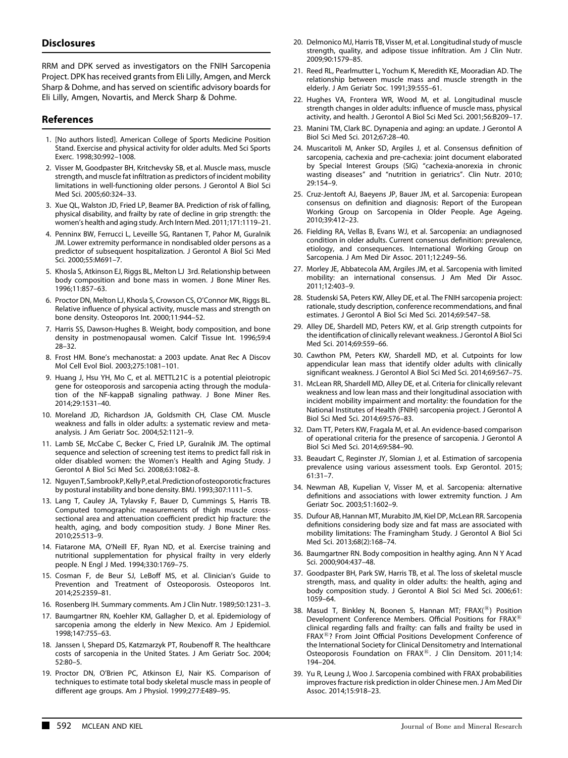## Disclosures

RRM and DPK served as investigators on the FNIH Sarcopenia Project. DPK has received grants from Eli Lilly, Amgen, and Merck Sharp & Dohme, and has served on scientific advisory boards for Eli Lilly, Amgen, Novartis, and Merck Sharp & Dohme.

## References

1. [No authors listed]. American College of Sports Medicine Position Stand. Exercise and physical activity for older adults. Med Sci Sports Exerc. 1998;30:992–1008.
2. Visser M, Goodpaster BH, Kritchevsky SB, et al. Muscle mass, muscle strength, and muscle fat infiltration as predictors of incident mobility limitations in well-functioning older persons. J Gerontol A Biol Sci Med Sci. 2005;60:324–33.
3. Xue QL, Walston JD, Fried LP, Beamer BA. Prediction of risk of falling, physical disability, and frailty by rate of decline in grip strength: the women's health and aging study. Arch Intern Med. 2011;171:1119–21.
4. Penninx BW, Ferrucci L, Leveille SG, Rantanen T, Pahor M, Guralnik JM. Lower extremity performance in nondisabled older persons as a predictor of subsequent hospitalization. J Gerontol A Biol Sci Med Sci. 2000;55:M691–7.
5. Khosla S, Atkinson EJ, Riggs BL, Melton LJ 3rd. Relationship between body composition and bone mass in women. J Bone Miner Res. 1996;11:857–63.
6. Proctor DN, Melton LJ, Khosla S, Crowson CS, O'Connor MK, Riggs BL. Relative influence of physical activity, muscle mass and strength on bone density. Osteoporos Int. 2000;11:944–52.
7. Harris SS, Dawson-Hughes B. Weight, body composition, and bone density in postmenopausal women. Calcif Tissue Int. 1996;59:4 28–32.
8. Frost HM. Bone's mechanostat: a 2003 update. Anat Rec A Discov Mol Cell Evol Biol. 2003;275:1081–101.
9. Huang J, Hsu YH, Mo C, et al. METTL21C is a potential pleiotropic gene for osteoporosis and sarcopenia acting through the modulation of the NF-kappaB signaling pathway. J Bone Miner Res. 2014;29:1531–40.
10. Moreland JD, Richardson JA, Goldsmith CH, Clase CM. Muscle weakness and falls in older adults: a systematic review and meta-analysis. J Am Geriatr Soc. 2004;52:1121–9.
11. Lamb SE, McCabe C, Becker C, Fried LP, Guralnik JM. The optimal sequence and selection of screening test items to predict fall risk in older disabled women: the Women's Health and Aging Study. J Gerontol A Biol Sci Med Sci. 2008;63:1082–8.
12. Nguyen T, Sambrook P, Kelly P, et al. Prediction of osteoporotic fractures by postural instability and bone density. BMJ. 1993;307:1111–5.
13. Lang T, Cauley JA, Tylavsky F, Bauer D, Cummings S, Harris TB. Computed tomographic measurements of thigh muscle cross-sectional area and attenuation coefficient predict hip fracture: the health, aging, and body composition study. J Bone Miner Res. 2010;25:513–9.
14. Fiatarone MA, O'Neill EF, Ryan ND, et al. Exercise training and nutritional supplementation for physical frailty in very elderly people. N Engl J Med. 1994;330:1769–75.
15. Cosman F, de Beur SJ, LeBoff MS, et al. Clinician's Guide to Prevention and Treatment of Osteoporosis. Osteoporos Int. 2014;25:2359–81.
16. Rosenberg IH. Summary comments. Am J Clin Nutr. 1989;50:1231–3.
17. Baumgartner RN, Koehler KM, Gallagher D, et al. Epidemiology of sarcopenia among the elderly in New Mexico. Am J Epidemiol. 1998;147:755–63.
18. Janssen I, Shepard DS, Katzmarzyk PT, Roubenoff R. The healthcare costs of sarcopenia in the United States. J Am Geriatr Soc. 2004; 52:80–5.
19. Proctor DN, O'Brien PC, Atkinson EJ, Nair KS. Comparison of techniques to estimate total body skeletal muscle mass in people of different age groups. Am J Physiol. 1999;277:E489–95.
20. Delmonico MJ, Harris TB, Visser M, et al. Longitudinal study of muscle strength, quality, and adipose tissue infiltration. Am J Clin Nutr. 2009;90:1579–85.
21. Reed RL, Pearlmutter L, Yochum K, Meredith KE, Mooradian AD. The relationship between muscle mass and muscle strength in the elderly. J Am Geriatr Soc. 1991;39:555–61.
22. Hughes VA, Frontera WR, Wood M, et al. Longitudinal muscle strength changes in older adults: influence of muscle mass, physical activity, and health. J Gerontol A Biol Sci Med Sci. 2001;56:B209–17.
23. Manini TM, Clark BC. Dynapenia and aging: an update. J Gerontol A Biol Sci Med Sci. 2012;67:28–40.
24. Muscaritoli M, Anker SD, Argiles J, et al. Consensus definition of sarcopenia, cachexia and pre-cachexia: joint document elaborated by Special Interest Groups (SIG) "cachexia-anorexia in chronic wasting diseases" and "nutrition in geriatrics". Clin Nutr. 2010; 29:154–9.
25. Cruz-Jentoft AJ, Baeyens JP, Bauer JM, et al. Sarcopenia: European consensus on definition and diagnosis: Report of the European Working Group on Sarcopenia in Older People. Age Ageing. 2010;39:412–23.
26. Fielding RA, Vellas B, Evans WJ, et al. Sarcopenia: an undiagnosed condition in older adults. Current consensus definition: prevalence, etiology, and consequences. International Working Group on Sarcopenia. J Am Med Dir Assoc. 2011;12:249–56.
27. Morley JE, Abbatecola AM, Argiles JM, et al. Sarcopenia with limited mobility: an international consensus. J Am Med Dir Assoc. 2011;12:403–9.
28. Studenski SA, Peters KW, Alley DE, et al. The FNIH sarcopenia project: rationale, study description, conference recommendations, and final estimates. J Gerontol A Biol Sci Med Sci. 2014;69:547–58.
29. Alley DE, Shardell MD, Peters KW, et al. Grip strength cutpoints for the identification of clinically relevant weakness. J Gerontol A Biol Sci Med Sci. 2014;69:559–66.
30. Cawthon PM, Peters KW, Shardell MD, et al. Cutpoints for low appendicular lean mass that identify older adults with clinically significant weakness. J Gerontol A Biol Sci Med Sci. 2014;69:567–75.
31. McLean RR, Shardell MD, Alley DE, et al. Criteria for clinically relevant weakness and low lean mass and their longitudinal association with incident mobility impairment and mortality: the foundation for the National Institutes of Health (FNIH) sarcopenia project. J Gerontol A Biol Sci Med Sci. 2014;69:576–83.
32. Dam TT, Peters KW, Fragala M, et al. An evidence-based comparison of operational criteria for the presence of sarcopenia. J Gerontol A Biol Sci Med Sci. 2014;69:584–90.
33. Beaudart C, Reginster JY, Slomian J, et al. Estimation of sarcopenia prevalence using various assessment tools. Exp Gerontol. 2015; 61:31–7.
34. Newman AB, Kupelian V, Visser M, et al. Sarcopenia: alternative definitions and associations with lower extremity function. J Am Geriatr Soc. 2003;51:1602–9.
35. Dufour AB, Hannan MT, Murabito JM, Kiel DP, McLean RR. Sarcopenia definitions considering body size and fat mass are associated with mobility limitations: The Framingham Study. J Gerontol A Biol Sci Med Sci. 2013;68(2):168–74.
36. Baumgartner RN. Body composition in healthy aging. Ann N Y Acad Sci. 2000;904:437–48.
37. Goodpaster BH, Park SW, Harris TB, et al. The loss of skeletal muscle strength, mass, and quality in older adults: the health, aging and body composition study. J Gerontol A Biol Sci Med Sci. 2006;61: 1059–64.
38. Masud T, Binkley N, Boonen S, Hannan MT; FRAX(®) Position Development Conference Members. Official Positions for FRAX® clinical regarding falls and frailty: can falls and frailty be used in FRAX®? From Joint Official Positions Development Conference of the International Society for Clinical Densitometry and International Osteoporosis Foundation on FRAX®. J Clin Densitom. 2011;14: 194–204.
39. Yu R, Leung J, Woo J. Sarcopenia combined with FRAX probabilities improves fracture risk prediction in older Chinese men. J Am Med Dir Assoc. 2014;15:918–23.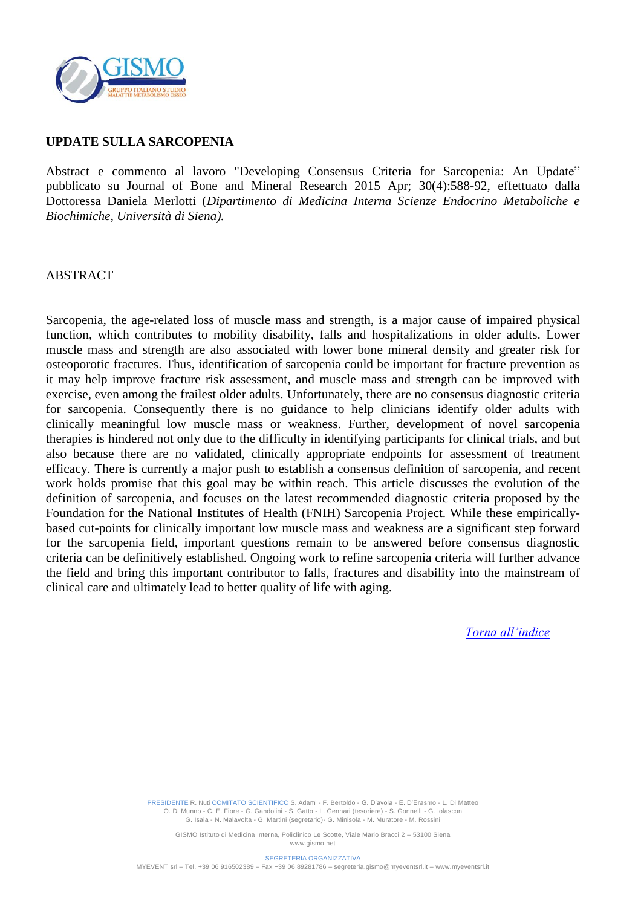## UPDATE SULLA SARCOPENIA

Abstract e commento al lavoro "Developing Consensus Criteria for Sarcopenia: An Update" pubblicato su Journal of Bone and Mineral Research 2015 Apr; 30(4):588-92, effettuato dalla Dottoressa Daniela Merlotti (*Dipartimento di Medicina Interna Scienze Endocrino Metaboliche e Biochimiche, Università di Siena).*

ABSTRACT

Sarcopenia, the age-related loss of muscle mass and strength, is a major cause of impaired physical function, which contributes to mobility disability, falls and hospitalizations in older adults. Lower muscle mass and strength are also associated with lower bone mineral density and greater risk for osteoporotic fractures. Thus, identification of sarcopenia could be important for fracture prevention as it may help improve fracture risk assessment, and muscle mass and strength can be improved with exercise, even among the frailest older adults. Unfortunately, there are no consensus diagnostic criteria for sarcopenia. Consequently there is no guidance to help clinicians identify older adults with clinically meaningful low muscle mass or weakness. Further, development of novel sarcopenia therapies is hindered not only due to the difficulty in identifying participants for clinical trials, and but also because there are no validated, clinically appropriate endpoints for assessment of treatment efficacy. There is currently a major push to establish a consensus definition of sarcopenia, and recent work holds promise that this goal may be within reach. This article discusses the evolution of the definition of sarcopenia, and focuses on the latest recommended diagnostic criteria proposed by the Foundation for the National Institutes of Health (FNIH) Sarcopenia Project. While these empirically-based cut-points for clinically important low muscle mass and weakness are a significant step forward for the sarcopenia field, important questions remain to be answered before consensus diagnostic criteria can be definitively established. Ongoing work to refine sarcopenia criteria will further advance the field and bring this important contributor to falls, fractures and disability into the mainstream of clinical care and ultimately lead to better quality of life with aging.

*Torna all'indice*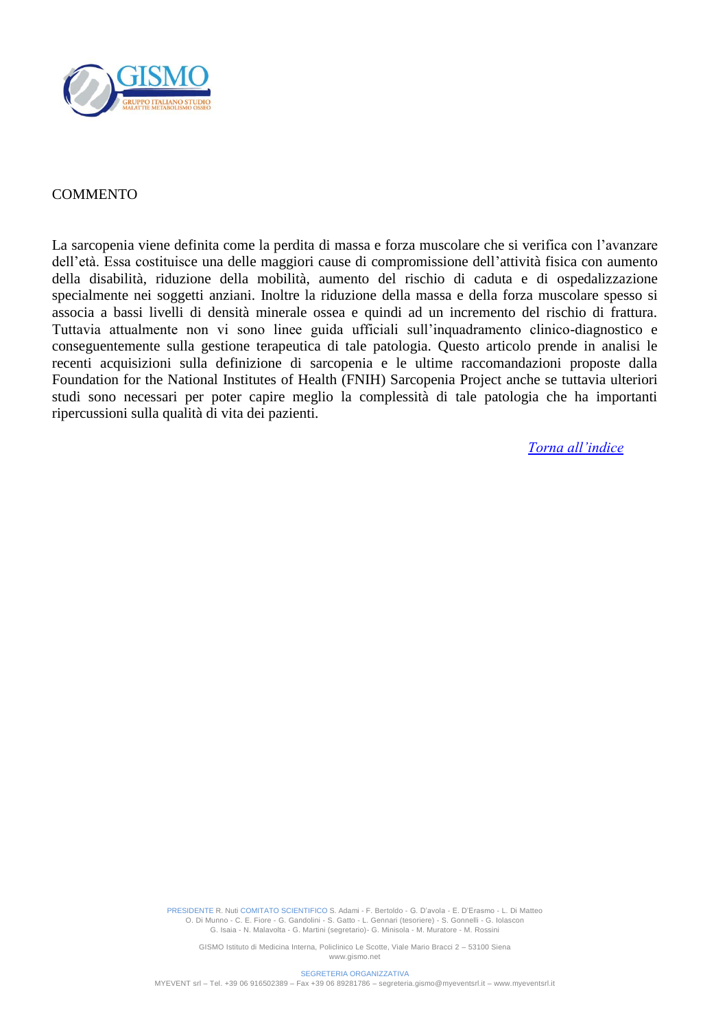COMMENTO

La sarcopenia viene definita come la perdita di massa e forza muscolare che si verifica con l'avanzare dell'età. Essa costituisce una delle maggiori cause di compromissione dell'attività fisica con aumento della disabilità, riduzione della mobilità, aumento del rischio di caduta e di ospedalizzazione specialmente nei soggetti anziani. Inoltre la riduzione della massa e della forza muscolare spesso si associa a bassi livelli di densità minerale ossea e quindi ad un incremento del rischio di frattura. Tuttavia attualmente non vi sono linee guida ufficiali sull'inquadramento clinico-diagnostico e conseguentemente sulla gestione terapeutica di tale patologia. Questo articolo prende in analisi le recenti acquisizioni sulla definizione di sarcopenia e le ultime raccomandazioni proposte dalla Foundation for the National Institutes of Health (FNIH) Sarcopenia Project anche se tuttavia ulteriori studi sono necessari per poter capire meglio la complessità di tale patologia che ha importanti ripercussioni sulla qualità di vita dei pazienti.

*Torna all'indice*